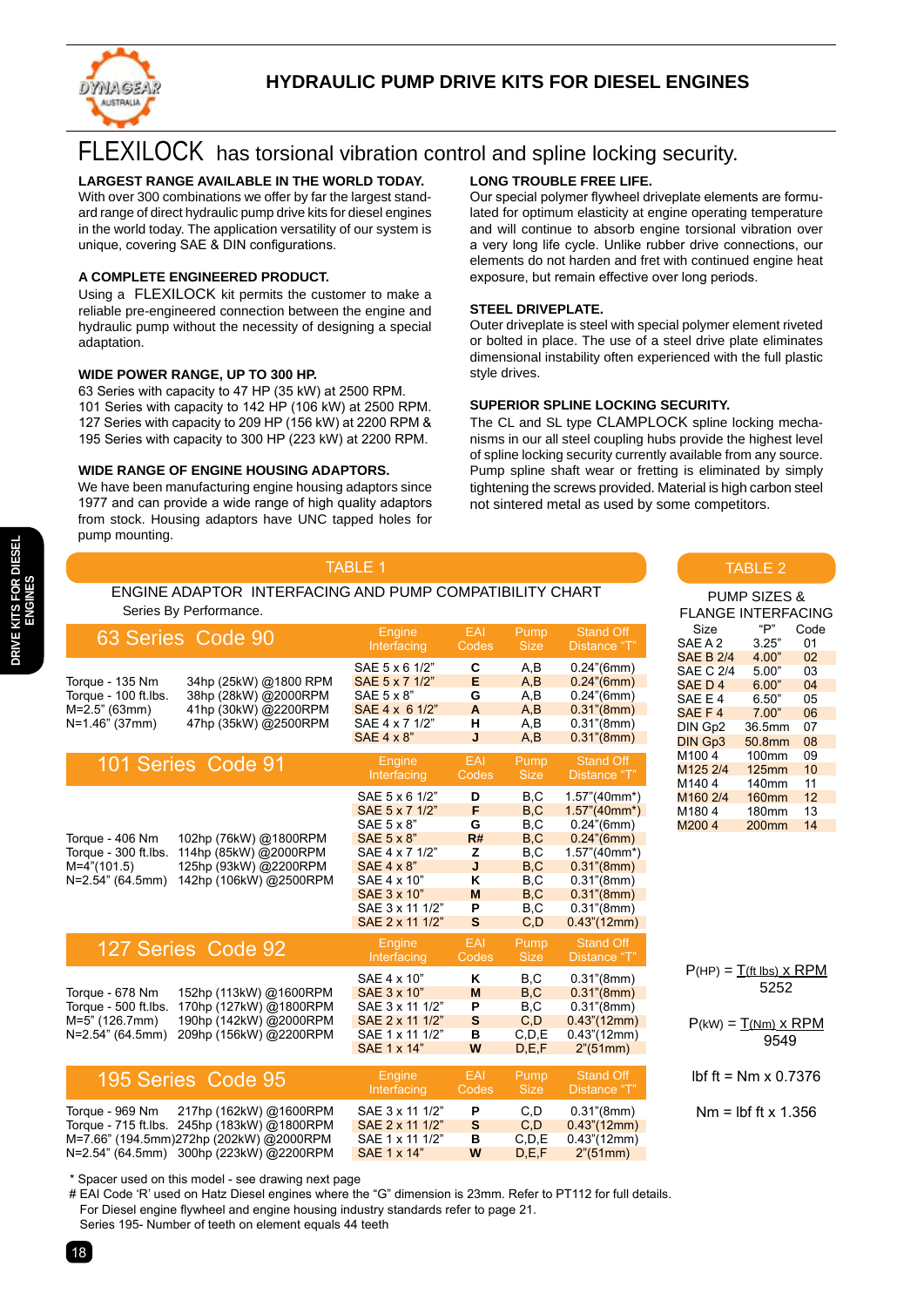## HYDRAULIC PUMP DRIVE KITS FOR DIESEL ENGINES

# FLEXILOCK has torsional vibration control and spline locking security.

**LARGEST RANGE AVAILABLE IN THE WORLD TODAY.**
With over 300 combinations we offer by far the largest standard range of direct hydraulic pump drive kits for diesel engines in the world today. The application versatility of our system is unique, covering SAE & DIN configurations.

**A COMPLETE ENGINEERED PRODUCT.**
Using a FLEXILOCK kit permits the customer to make a reliable pre-engineered connection between the engine and hydraulic pump without the necessity of designing a special adaptation.

**WIDE POWER RANGE, UP TO 300 HP.**
63 Series with capacity to 47 HP (35 kW) at 2500 RPM.
101 Series with capacity to 142 HP (106 kW) at 2500 RPM.
127 Series with capacity to 209 HP (156 kW) at 2200 RPM &
195 Series with capacity to 300 HP (223 kW) at 2200 RPM.

**WIDE RANGE OF ENGINE HOUSING ADAPTORS.**
We have been manufacturing engine housing adaptors since 1977 and can provide a wide range of high quality adaptors from stock. Housing adaptors have UNC tapped holes for pump mounting.

**LONG TROUBLE FREE LIFE.**
Our special polymer flywheel driveplate elements are formulated for optimum elasticity at engine operating temperature and will continue to absorb engine torsional vibration over a very long life cycle. Unlike rubber drive connections, our elements do not harden and fret with continued engine heat exposure, but remain effective over long periods.

**STEEL DRIVEPLATE.**
Outer driveplate is steel with special polymer element riveted or bolted in place. The use of a steel drive plate eliminates dimensional instability often experienced with the full plastic style drives.

**SUPERIOR SPLINE LOCKING SECURITY.**
The CL and SL type CLAMPLOCK spline locking mechanisms in our all steel coupling hubs provide the highest level of spline locking security currently available from any source. Pump spline shaft wear or fretting is eliminated by simply tightening the screws provided. Material is high carbon steel not sintered metal as used by some competitors.

### TABLE 1

ENGINE ADAPTOR INTERFACING AND PUMP COMPATIBILITY CHART

Series By Performance.

| 63 Series Code 90 | | Engine Interfacing | EAI Codes | Pump Size | Stand Off Distance "T" |
|---|---|---|---|---|---|
| | | SAE 5 x 6 1/2" | C | A,B | 0.24"(6mm) |
| Torque - 135 Nm | 34hp (25kW) @1800 RPM | SAE 5 x 7 1/2" | E | A,B | 0.24"(6mm) |
| Torque - 100 ft.lbs. | 38hp (28kW) @2000RPM | SAE 5 x 8" | G | A,B | 0.24"(6mm) |
| M=2.5" (63mm) | 41hp (30kW) @2200RPM | SAE 4 x 6 1/2" | A | A,B | 0.31"(8mm) |
| N=1.46" (37mm) | 47hp (35kW) @2500RPM | SAE 4 x 7 1/2" | H | A,B | 0.31"(8mm) |
| | | SAE 4 x 8" | J | A,B | 0.31"(8mm) |

| 101 Series Code 91 | | Engine Interfacing | EAI Codes | Pump Size | Stand Off Distance "T" |
|---|---|---|---|---|---|
| | | SAE 5 x 6 1/2" | D | B,C | 1.57"(40mm*) |
| | | SAE 5 x 7 1/2" | F | B,C | 1.57"(40mm*) |
| | | SAE 5 x 8" | G | B,C | 0.24"(6mm) |
| Torque - 406 Nm | 102hp (76kW) @1800RPM | SAE 5 x 8" | R# | B,C | 0.24"(6mm) |
| Torque - 300 ft.lbs. | 114hp (85kW) @2000RPM | SAE 4 x 7 1/2" | Z | B,C | 1.57"(40mm*) |
| M=4"(101.5) | 125hp (93kW) @2200RPM | SAE 4 x 8" | J | B,C | 0.31"(8mm) |
| N=2.54" (64.5mm) | 142hp (106kW) @2500RPM | SAE 4 x 10" | K | B,C | 0.31"(8mm) |
| | | SAE 3 x 10" | M | B,C | 0.31"(8mm) |
| | | SAE 3 x 11 1/2" | P | B,C | 0.31"(8mm) |
| | | SAE 2 x 11 1/2" | S | C,D | 0.43"(12mm) |

| 127 Series Code 92 | | Engine Interfacing | EAI Codes | Pump Size | Stand Off Distance "T" |
|---|---|---|---|---|---|
| | | SAE 4 x 10" | K | B,C | 0.31"(8mm) |
| Torque - 678 Nm | 152hp (113kW) @1600RPM | SAE 3 x 10" | M | B,C | 0.31"(8mm) |
| Torque - 500 ft.lbs. | 170hp (127kW) @1800RPM | SAE 3 x 11 1/2" | P | B,C | 0.31"(8mm) |
| M=5" (126.7mm) | 190hp (142kW) @2000RPM | SAE 2 x 11 1/2" | S | C,D | 0.43"(12mm) |
| N=2.54" (64.5mm) | 209hp (156kW) @2200RPM | SAE 1 x 11 1/2" | B | C,D,E | 0.43"(12mm) |
| | | SAE 1 x 14" | W | D,E,F | 2"(51mm) |

| 195 Series Code 95 | | Engine Interfacing | EAI Codes | Pump Size | Stand Off Distance "T" |
|---|---|---|---|---|---|
| Torque - 969 Nm | 217hp (162kW) @1600RPM | SAE 3 x 11 1/2" | P | C,D | 0.31"(8mm) |
| Torque - 715 ft.lbs. | 245hp (183kW) @1800RPM | SAE 2 x 11 1/2" | S | C,D | 0.43"(12mm) |
| M=7.66" (194.5mm) | 272hp (202kW) @2000RPM | SAE 1 x 11 1/2" | B | C,D,E | 0.43"(12mm) |
| N=2.54" (64.5mm) | 300hp (223kW) @2200RPM | SAE 1 x 14" | W | D,E,F | 2"(51mm) |

\* Spacer used on this model - see drawing next page
\# EAI Code 'R' used on Hatz Diesel engines where the "G" dimension is 23mm. Refer to PT112 for full details.
For Diesel engine flywheel and engine housing industry standards refer to page 21.
Series 195- Number of teeth on element equals 44 teeth

### TABLE 2

PUMP SIZES & FLANGE INTERFACING

| Size | "P" | Code |
|---|---|---|
| SAE A 2 | 3.25" | 01 |
| SAE B 2/4 | 4.00" | 02 |
| SAE C 2/4 | 5.00" | 03 |
| SAE D 4 | 6.00" | 04 |
| SAE E 4 | 6.50" | 05 |
| SAE F 4 | 7.00" | 06 |
| DIN Gp2 | 36.5mm | 07 |
| DIN Gp3 | 50.8mm | 08 |
| M100 4 | 100mm | 09 |
| M125 2/4 | 125mm | 10 |
| M140 4 | 140mm | 11 |
| M160 2/4 | 160mm | 12 |
| M180 4 | 180mm | 13 |
| M200 4 | 200mm | 14 |

$$P(HP) = \frac{T(\text{ft lbs}) \times RPM}{5252}$$

$$P(kW) = \frac{T(Nm) \times RPM}{9549}$$

lbf ft = Nm x 0.7376

Nm = lbf ft x 1.356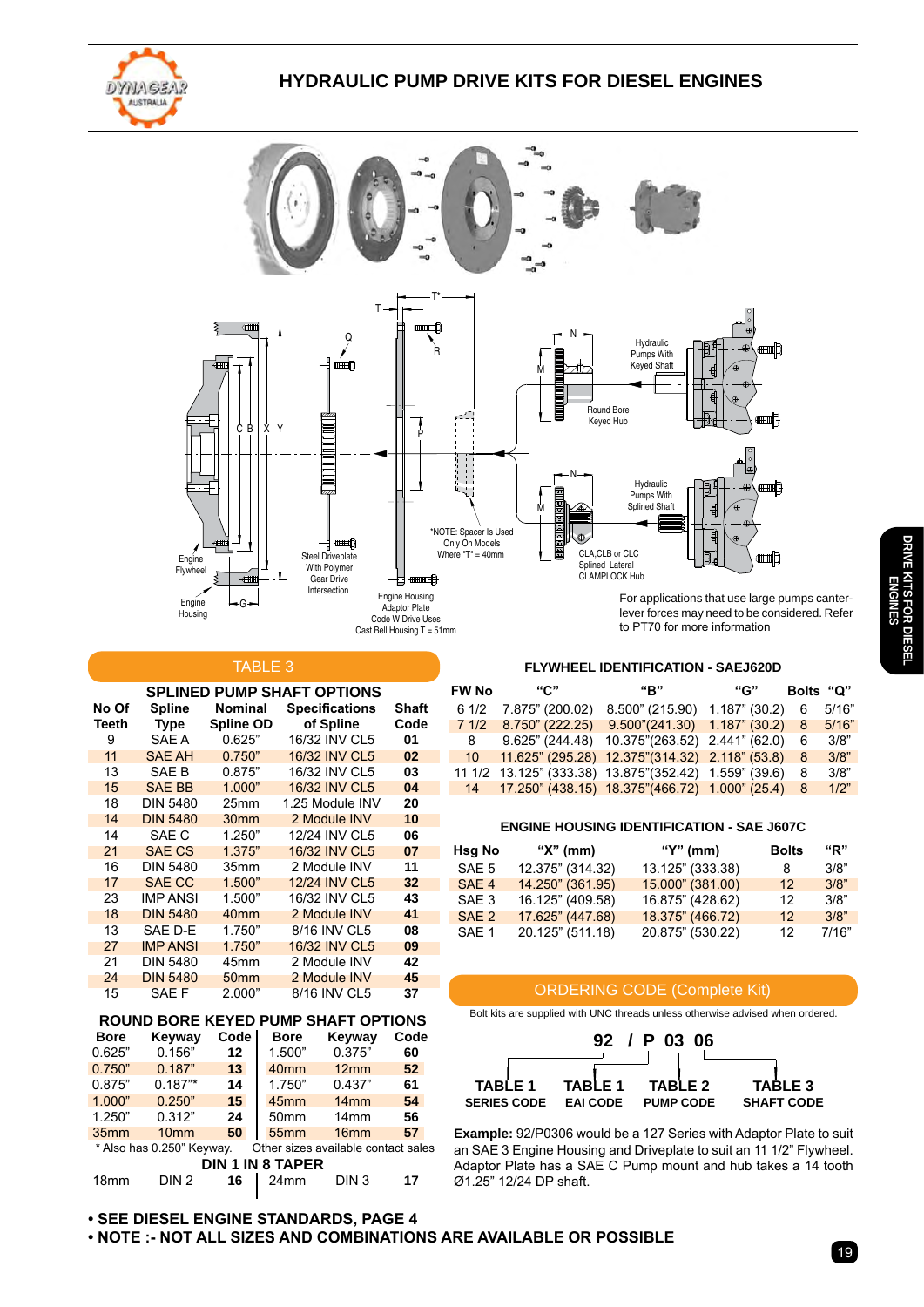# HYDRAULIC PUMP DRIVE KITS FOR DIESEL ENGINES

Engine Flywheel

Engine Housing

Steel Driveplate With Polymer Gear Drive Intersection

Engine Housing Adaptor Plate Code W Drive Uses Cast Bell Housing T = 51mm

*NOTE: Spacer Is Used Only On Models Where "T" = 40mm

Hydraulic Pumps With Keyed Shaft

Round Bore Keyed Hub

Hydraulic Pumps With Splined Shaft

CLA,CLB or CLC Splined Lateral CLAMPLOCK Hub

For applications that use large pumps canter-lever forces may need to be considered. Refer to PT70 for more information

DRIVE KITS FOR DIESEL ENGINES

## TABLE 3

### SPLINED PUMP SHAFT OPTIONS

| No Of Teeth | Spline Type | Nominal Spline OD | Specifications of Spline | Shaft Code |
|---|---|---|---|---|
| 9 | SAE A | 0.625" | 16/32 INV CL5 | 01 |
| 11 | SAE AH | 0.750" | 16/32 INV CL5 | 02 |
| 13 | SAE B | 0.875" | 16/32 INV CL5 | 03 |
| 15 | SAE BB | 1.000" | 16/32 INV CL5 | 04 |
| 18 | DIN 5480 | 25mm | 1.25 Module INV | 20 |
| 14 | DIN 5480 | 30mm | 2 Module INV | 10 |
| 14 | SAE C | 1.250" | 12/24 INV CL5 | 06 |
| 21 | SAE CS | 1.375" | 16/32 INV CL5 | 07 |
| 16 | DIN 5480 | 35mm | 2 Module INV | 11 |
| 17 | SAE CC | 1.500" | 12/24 INV CL5 | 32 |
| 23 | IMP ANSI | 1.500" | 16/32 INV CL5 | 43 |
| 18 | DIN 5480 | 40mm | 2 Module INV | 41 |
| 13 | SAE D-E | 1.750" | 8/16 INV CL5 | 08 |
| 27 | IMP ANSI | 1.750" | 16/32 INV CL5 | 09 |
| 21 | DIN 5480 | 45mm | 2 Module INV | 42 |
| 24 | DIN 5480 | 50mm | 2 Module INV | 45 |
| 15 | SAE F | 2.000" | 8/16 INV CL5 | 37 |

### ROUND BORE KEYED PUMP SHAFT OPTIONS

| Bore | Keyway | Code | Bore | Keyway | Code |
|---|---|---|---|---|---|
| 0.625" | 0.156" | 12 | 1.500" | 0.375" | 60 |
| 0.750" | 0.187" | 13 | 40mm | 12mm | 52 |
| 0.875" | 0.187"* | 14 | 1.750" | 0.437" | 61 |
| 1.000" | 0.250" | 15 | 45mm | 14mm | 54 |
| 1.250" | 0.312" | 24 | 50mm | 14mm | 56 |
| 35mm | 10mm | 50 | 55mm | 16mm | 57 |

* Also has 0.250" Keyway. Other sizes available contact sales

### DIN 1 IN 8 TAPER

| | | | | | |
|---|---|---|---|---|---|
| 18mm | DIN 2 | 16 | 24mm | DIN 3 | 17 |

### FLYWHEEL IDENTIFICATION - SAEJ620D

| FW No | "C" | "B" | "G" | Bolts | "Q" |
|---|---|---|---|---|---|
| 6 1/2 | 7.875" (200.02) | 8.500" (215.90) | 1.187" (30.2) | 6 | 5/16" |
| 7 1/2 | 8.750" (222.25) | 9.500"(241.30) | 1.187" (30.2) | 8 | 5/16" |
| 8 | 9.625" (244.48) | 10.375"(263.52) | 2.441" (62.0) | 6 | 3/8" |
| 10 | 11.625" (295.28) | 12.375"(314.32) | 2.118" (53.8) | 8 | 3/8" |
| 11 1/2 | 13.125" (333.38) | 13.875"(352.42) | 1.559" (39.6) | 8 | 3/8" |
| 14 | 17.250" (438.15) | 18.375"(466.72) | 1.000" (25.4) | 8 | 1/2" |

### ENGINE HOUSING IDENTIFICATION - SAE J607C

| Hsg No | "X" (mm) | "Y" (mm) | Bolts | "R" |
|---|---|---|---|---|
| SAE 5 | 12.375" (314.32) | 13.125" (333.38) | 8 | 3/8" |
| SAE 4 | 14.250" (361.95) | 15.000" (381.00) | 12 | 3/8" |
| SAE 3 | 16.125" (409.58) | 16.875" (428.62) | 12 | 3/8" |
| SAE 2 | 17.625" (447.68) | 18.375" (466.72) | 12 | 3/8" |
| SAE 1 | 20.125" (511.18) | 20.875" (530.22) | 12 | 7/16" |

## ORDERING CODE (Complete Kit)

Bolt kits are supplied with UNC threads unless otherwise advised when ordered.

**92 / P 03 06**

| TABLE 1 | TABLE 1 | TABLE 2 | TABLE 3 |
|---|---|---|---|
| SERIES CODE | EAI CODE | PUMP CODE | SHAFT CODE |

**Example:** 92/P0306 would be a 127 Series with Adaptor Plate to suit an SAE 3 Engine Housing and Driveplate to suit an 11 1/2" Flywheel. Adaptor Plate has a SAE C Pump mount and hub takes a 14 tooth Ø1.25" 12/24 DP shaft.

- **SEE DIESEL ENGINE STANDARDS, PAGE 4**
- **NOTE :- NOT ALL SIZES AND COMBINATIONS ARE AVAILABLE OR POSSIBLE**